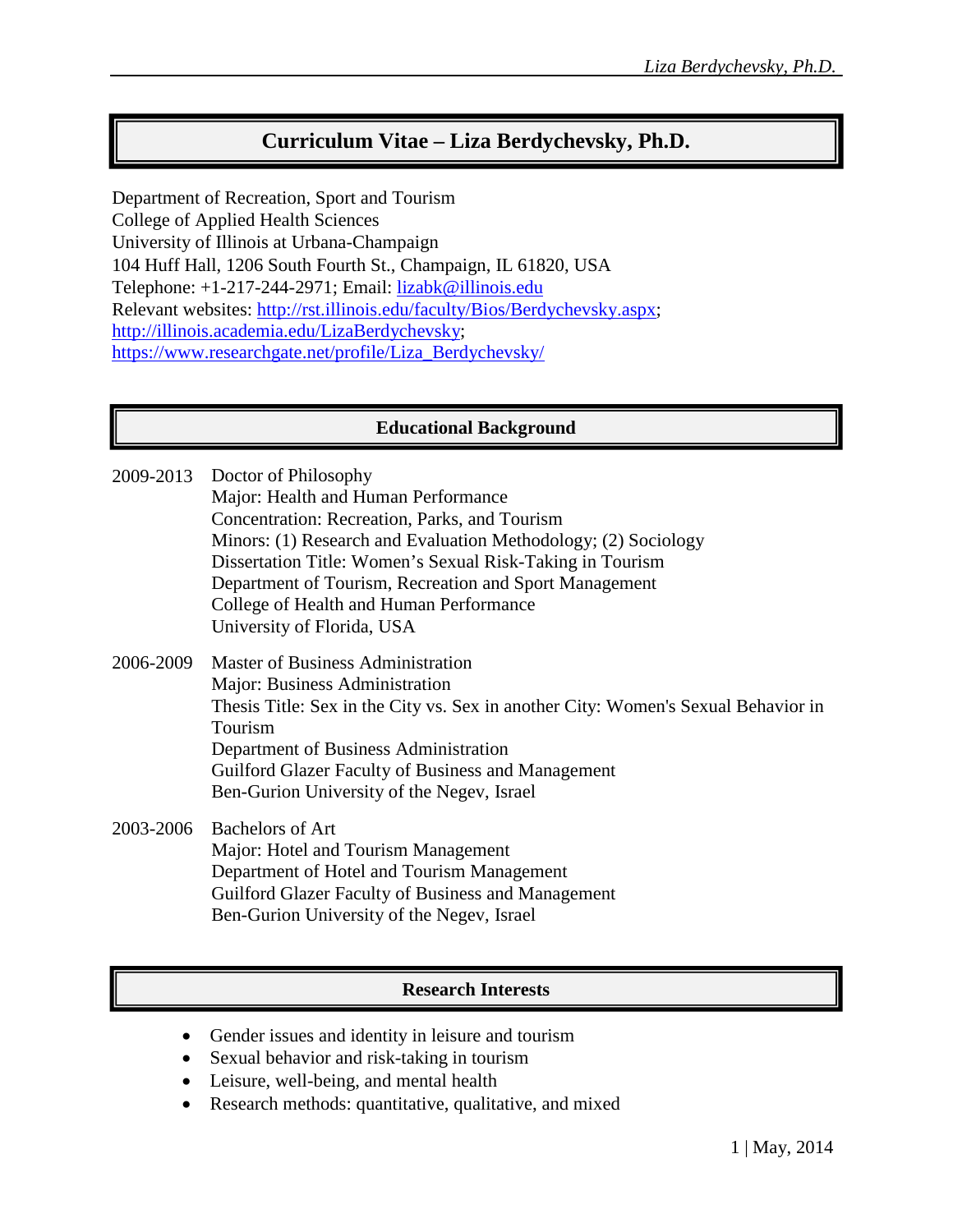# Curriculum Vitae – Liza Berdychevsky, Ph.D.

Department of Recreation, Sport and Tourism
College of Applied Health Sciences
University of Illinois at Urbana-Champaign
104 Huff Hall, 1206 South Fourth St., Champaign, IL 61820, USA
Telephone: +1-217-244-2971; Email: [lizabk@illinois.edu](mailto:lizabk@illinois.edu)
Relevant websites: [http://rst.illinois.edu/faculty/Bios/Berdychevsky.aspx](http://rst.illinois.edu/faculty/Bios/Berdychevsky.aspx); [http://illinois.academia.edu/LizaBerdychevsky](http://illinois.academia.edu/LizaBerdychevsky); [https://www.researchgate.net/profile/Liza_Berdychevsky/](https://www.researchgate.net/profile/Liza_Berdychevsky/)

## Educational Background

**2009-2013** Doctor of Philosophy
Major: Health and Human Performance
Concentration: Recreation, Parks, and Tourism
Minors: (1) Research and Evaluation Methodology; (2) Sociology
Dissertation Title: Women's Sexual Risk-Taking in Tourism
Department of Tourism, Recreation and Sport Management
College of Health and Human Performance
University of Florida, USA

**2006-2009** Master of Business Administration
Major: Business Administration
Thesis Title: Sex in the City vs. Sex in another City: Women's Sexual Behavior in Tourism
Department of Business Administration
Guilford Glazer Faculty of Business and Management
Ben-Gurion University of the Negev, Israel

**2003-2006** Bachelors of Art
Major: Hotel and Tourism Management
Department of Hotel and Tourism Management
Guilford Glazer Faculty of Business and Management
Ben-Gurion University of the Negev, Israel

## Research Interests

- Gender issues and identity in leisure and tourism
- Sexual behavior and risk-taking in tourism
- Leisure, well-being, and mental health
- Research methods: quantitative, qualitative, and mixed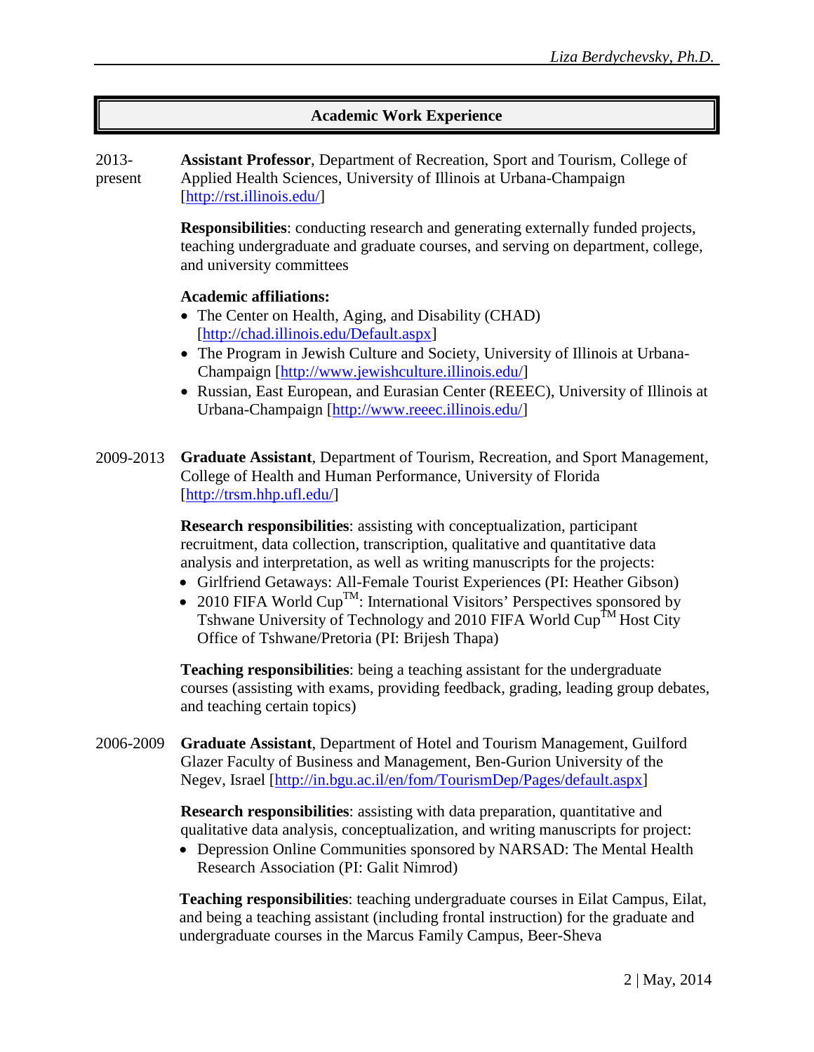## Academic Work Experience

2013-present **Assistant Professor**, Department of Recreation, Sport and Tourism, College of Applied Health Sciences, University of Illinois at Urbana-Champaign [http://rst.illinois.edu/]

**Responsibilities**: conducting research and generating externally funded projects, teaching undergraduate and graduate courses, and serving on department, college, and university committees

**Academic affiliations:**

- The Center on Health, Aging, and Disability (CHAD) [http://chad.illinois.edu/Default.aspx]
- The Program in Jewish Culture and Society, University of Illinois at Urbana-Champaign [http://www.jewishculture.illinois.edu/]
- Russian, East European, and Eurasian Center (REEEC), University of Illinois at Urbana-Champaign [http://www.reeec.illinois.edu/]

2009-2013 **Graduate Assistant**, Department of Tourism, Recreation, and Sport Management, College of Health and Human Performance, University of Florida [http://trsm.hhp.ufl.edu/]

**Research responsibilities**: assisting with conceptualization, participant recruitment, data collection, transcription, qualitative and quantitative data analysis and interpretation, as well as writing manuscripts for the projects:

- Girlfriend Getaways: All-Female Tourist Experiences (PI: Heather Gibson)
- 2010 FIFA World Cup™: International Visitors' Perspectives sponsored by Tshwane University of Technology and 2010 FIFA World Cup™ Host City Office of Tshwane/Pretoria (PI: Brijesh Thapa)

**Teaching responsibilities**: being a teaching assistant for the undergraduate courses (assisting with exams, providing feedback, grading, leading group debates, and teaching certain topics)

2006-2009 **Graduate Assistant**, Department of Hotel and Tourism Management, Guilford Glazer Faculty of Business and Management, Ben-Gurion University of the Negev, Israel [http://in.bgu.ac.il/en/fom/TourismDep/Pages/default.aspx]

**Research responsibilities**: assisting with data preparation, quantitative and qualitative data analysis, conceptualization, and writing manuscripts for project:

- Depression Online Communities sponsored by NARSAD: The Mental Health Research Association (PI: Galit Nimrod)

**Teaching responsibilities**: teaching undergraduate courses in Eilat Campus, Eilat, and being a teaching assistant (including frontal instruction) for the graduate and undergraduate courses in the Marcus Family Campus, Beer-Sheva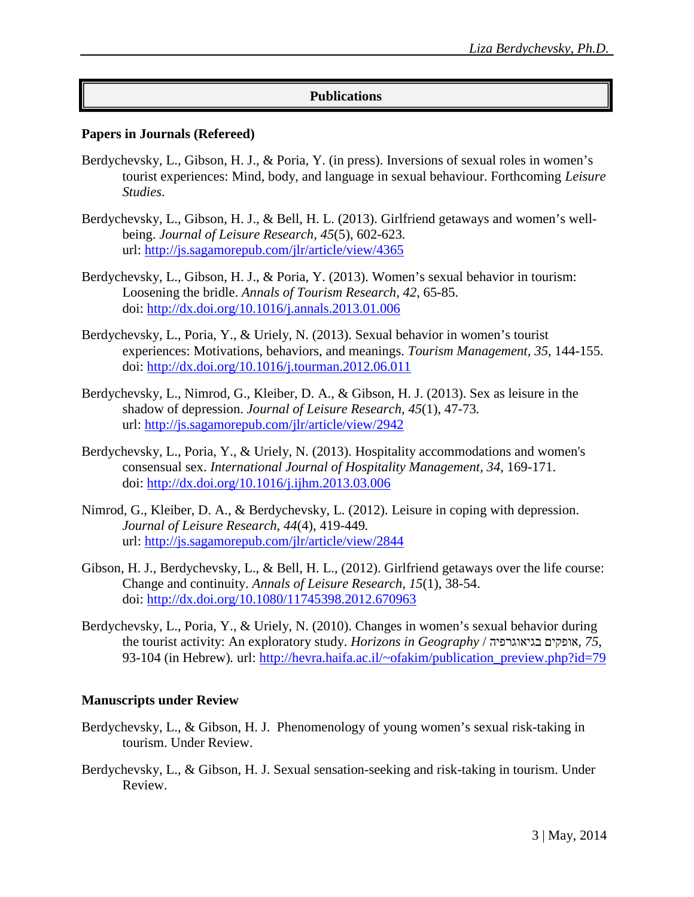## Publications

### Papers in Journals (Refereed)

Berdychevsky, L., Gibson, H. J., & Poria, Y. (in press). Inversions of sexual roles in women's tourist experiences: Mind, body, and language in sexual behaviour. Forthcoming *Leisure Studies*.

Berdychevsky, L., Gibson, H. J., & Bell, H. L. (2013). Girlfriend getaways and women's well-being. *Journal of Leisure Research*, *45*(5), 602-623. url: http://js.sagamorepub.com/jlr/article/view/4365

Berdychevsky, L., Gibson, H. J., & Poria, Y. (2013). Women's sexual behavior in tourism: Loosening the bridle. *Annals of Tourism Research, 42*, 65-85. doi: http://dx.doi.org/10.1016/j.annals.2013.01.006

Berdychevsky, L., Poria, Y., & Uriely, N. (2013). Sexual behavior in women's tourist experiences: Motivations, behaviors, and meanings. *Tourism Management, 35*, 144-155. doi: http://dx.doi.org/10.1016/j.tourman.2012.06.011

Berdychevsky, L., Nimrod, G., Kleiber, D. A., & Gibson, H. J. (2013). Sex as leisure in the shadow of depression. *Journal of Leisure Research, 45*(1), 47-73. url: http://js.sagamorepub.com/jlr/article/view/2942

Berdychevsky, L., Poria, Y., & Uriely, N. (2013). Hospitality accommodations and women's consensual sex. *International Journal of Hospitality Management, 34*, 169-171. doi: http://dx.doi.org/10.1016/j.ijhm.2013.03.006

Nimrod, G., Kleiber, D. A., & Berdychevsky, L. (2012). Leisure in coping with depression. *Journal of Leisure Research, 44*(4), 419-449. url: http://js.sagamorepub.com/jlr/article/view/2844

Gibson, H. J., Berdychevsky, L., & Bell, H. L., (2012). Girlfriend getaways over the life course: Change and continuity. *Annals of Leisure Research, 15*(1), 38-54. doi: http://dx.doi.org/10.1080/11745398.2012.670963

Berdychevsky, L., Poria, Y., & Uriely, N. (2010). Changes in women's sexual behavior during the tourist activity: An exploratory study. *Horizons in Geography* / אופקים בגיאוגרפיה, *75*, 93-104 (in Hebrew). url: http://hevra.haifa.ac.il/~ofakim/publication_preview.php?id=79

### Manuscripts under Review

Berdychevsky, L., & Gibson, H. J. Phenomenology of young women's sexual risk-taking in tourism. Under Review.

Berdychevsky, L., & Gibson, H. J. Sexual sensation-seeking and risk-taking in tourism. Under Review.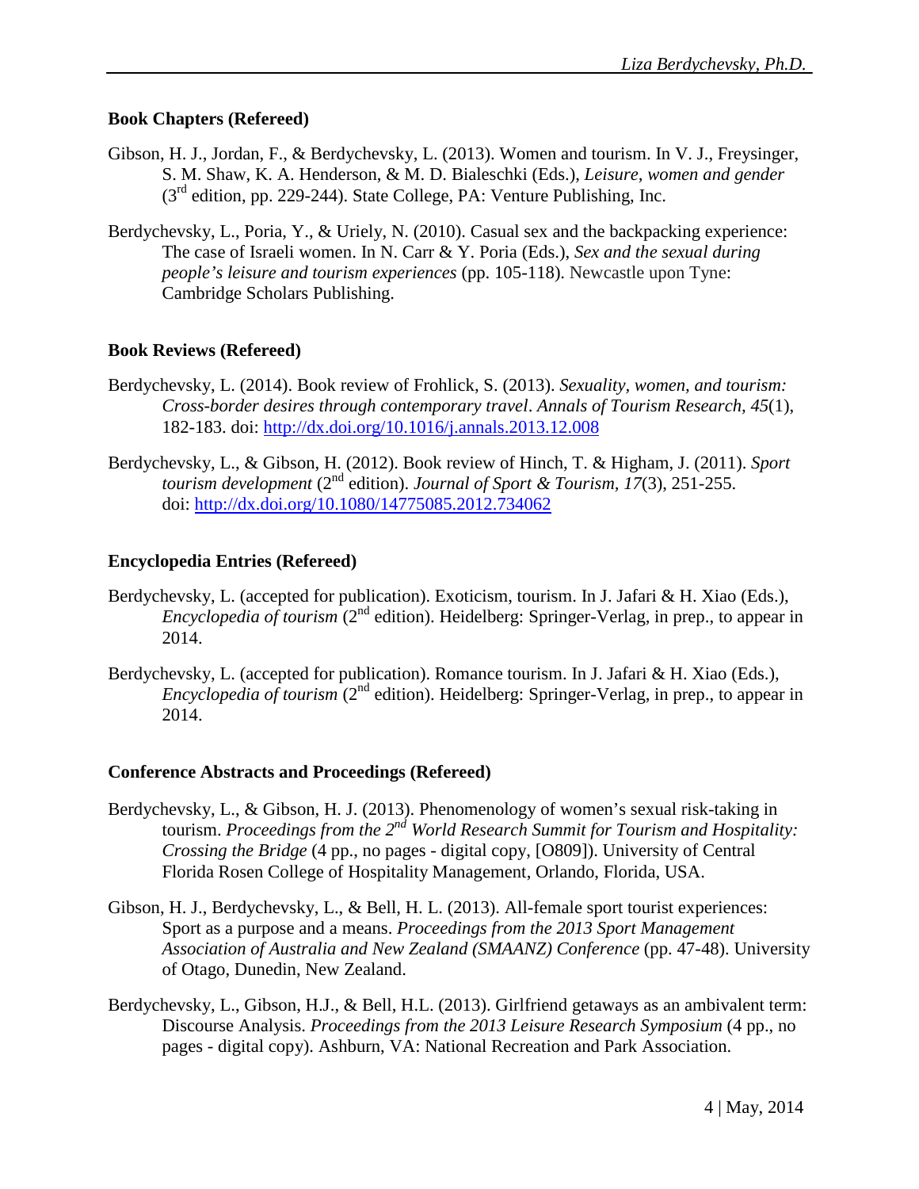### Book Chapters (Refereed)

Gibson, H. J., Jordan, F., & Berdychevsky, L. (2013). Women and tourism. In V. J., Freysinger, S. M. Shaw, K. A. Henderson, & M. D. Bialeschki (Eds.), *Leisure, women and gender* (3rd edition, pp. 229-244). State College, PA: Venture Publishing, Inc.

Berdychevsky, L., Poria, Y., & Uriely, N. (2010). Casual sex and the backpacking experience: The case of Israeli women. In N. Carr & Y. Poria (Eds.), *Sex and the sexual during people's leisure and tourism experiences* (pp. 105-118). Newcastle upon Tyne: Cambridge Scholars Publishing.

### Book Reviews (Refereed)

Berdychevsky, L. (2014). Book review of Frohlick, S. (2013). *Sexuality, women, and tourism: Cross-border desires through contemporary travel*. *Annals of Tourism Research, 45*(1), 182-183. doi: http://dx.doi.org/10.1016/j.annals.2013.12.008

Berdychevsky, L., & Gibson, H. (2012). Book review of Hinch, T. & Higham, J. (2011). *Sport tourism development* (2nd edition). *Journal of Sport & Tourism, 17*(3), 251-255. doi: http://dx.doi.org/10.1080/14775085.2012.734062

### Encyclopedia Entries (Refereed)

Berdychevsky, L. (accepted for publication). Exoticism, tourism. In J. Jafari & H. Xiao (Eds.), *Encyclopedia of tourism* (2nd edition). Heidelberg: Springer-Verlag, in prep., to appear in 2014.

Berdychevsky, L. (accepted for publication). Romance tourism. In J. Jafari & H. Xiao (Eds.), *Encyclopedia of tourism* (2nd edition). Heidelberg: Springer-Verlag, in prep., to appear in 2014.

### Conference Abstracts and Proceedings (Refereed)

Berdychevsky, L., & Gibson, H. J. (2013). Phenomenology of women's sexual risk-taking in tourism. *Proceedings from the 2nd World Research Summit for Tourism and Hospitality: Crossing the Bridge* (4 pp., no pages - digital copy, [O809]). University of Central Florida Rosen College of Hospitality Management, Orlando, Florida, USA.

Gibson, H. J., Berdychevsky, L., & Bell, H. L. (2013). All-female sport tourist experiences: Sport as a purpose and a means. *Proceedings from the 2013 Sport Management Association of Australia and New Zealand (SMAANZ) Conference* (pp. 47-48). University of Otago, Dunedin, New Zealand.

Berdychevsky, L., Gibson, H.J., & Bell, H.L. (2013). Girlfriend getaways as an ambivalent term: Discourse Analysis. *Proceedings from the 2013 Leisure Research Symposium* (4 pp., no pages - digital copy). Ashburn, VA: National Recreation and Park Association.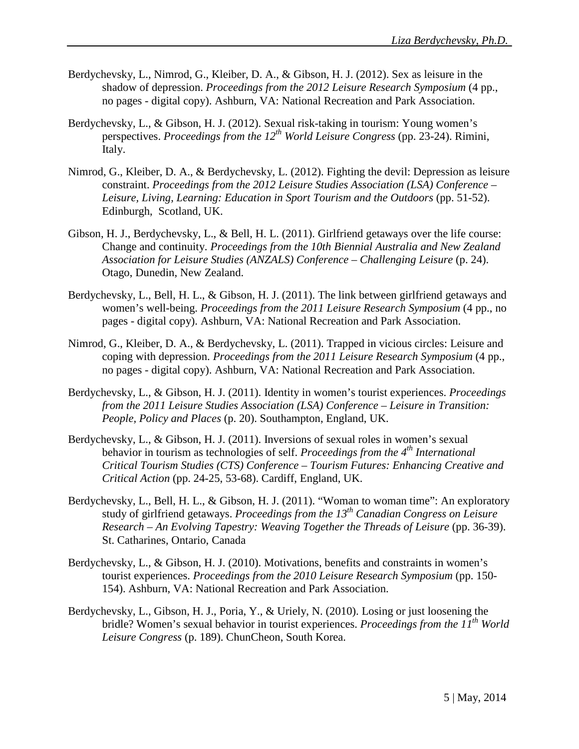Berdychevsky, L., Nimrod, G., Kleiber, D. A., & Gibson, H. J. (2012). Sex as leisure in the shadow of depression. *Proceedings from the 2012 Leisure Research Symposium* (4 pp., no pages - digital copy). Ashburn, VA: National Recreation and Park Association.

Berdychevsky, L., & Gibson, H. J. (2012). Sexual risk-taking in tourism: Young women's perspectives. *Proceedings from the 12th World Leisure Congress* (pp. 23-24). Rimini, Italy.

Nimrod, G., Kleiber, D. A., & Berdychevsky, L. (2012). Fighting the devil: Depression as leisure constraint. *Proceedings from the 2012 Leisure Studies Association (LSA) Conference – Leisure, Living, Learning: Education in Sport Tourism and the Outdoors* (pp. 51-52). Edinburgh, Scotland, UK.

Gibson, H. J., Berdychevsky, L., & Bell, H. L. (2011). Girlfriend getaways over the life course: Change and continuity. *Proceedings from the 10th Biennial Australia and New Zealand Association for Leisure Studies (ANZALS) Conference – Challenging Leisure* (p. 24). Otago, Dunedin, New Zealand.

Berdychevsky, L., Bell, H. L., & Gibson, H. J. (2011). The link between girlfriend getaways and women's well-being. *Proceedings from the 2011 Leisure Research Symposium* (4 pp., no pages - digital copy). Ashburn, VA: National Recreation and Park Association.

Nimrod, G., Kleiber, D. A., & Berdychevsky, L. (2011). Trapped in vicious circles: Leisure and coping with depression. *Proceedings from the 2011 Leisure Research Symposium* (4 pp., no pages - digital copy). Ashburn, VA: National Recreation and Park Association.

Berdychevsky, L., & Gibson, H. J. (2011). Identity in women's tourist experiences. *Proceedings from the 2011 Leisure Studies Association (LSA) Conference – Leisure in Transition: People, Policy and Places* (p. 20). Southampton, England, UK.

Berdychevsky, L., & Gibson, H. J. (2011). Inversions of sexual roles in women's sexual behavior in tourism as technologies of self. *Proceedings from the 4th International Critical Tourism Studies (CTS) Conference – Tourism Futures: Enhancing Creative and Critical Action* (pp. 24-25, 53-68). Cardiff, England, UK.

Berdychevsky, L., Bell, H. L., & Gibson, H. J. (2011). "Woman to woman time": An exploratory study of girlfriend getaways. *Proceedings from the 13th Canadian Congress on Leisure Research – An Evolving Tapestry: Weaving Together the Threads of Leisure* (pp. 36-39). St. Catharines, Ontario, Canada

Berdychevsky, L., & Gibson, H. J. (2010). Motivations, benefits and constraints in women's tourist experiences. *Proceedings from the 2010 Leisure Research Symposium* (pp. 150-154). Ashburn, VA: National Recreation and Park Association.

Berdychevsky, L., Gibson, H. J., Poria, Y., & Uriely, N. (2010). Losing or just loosening the bridle? Women's sexual behavior in tourist experiences. *Proceedings from the 11th World Leisure Congress* (p. 189). ChunCheon, South Korea.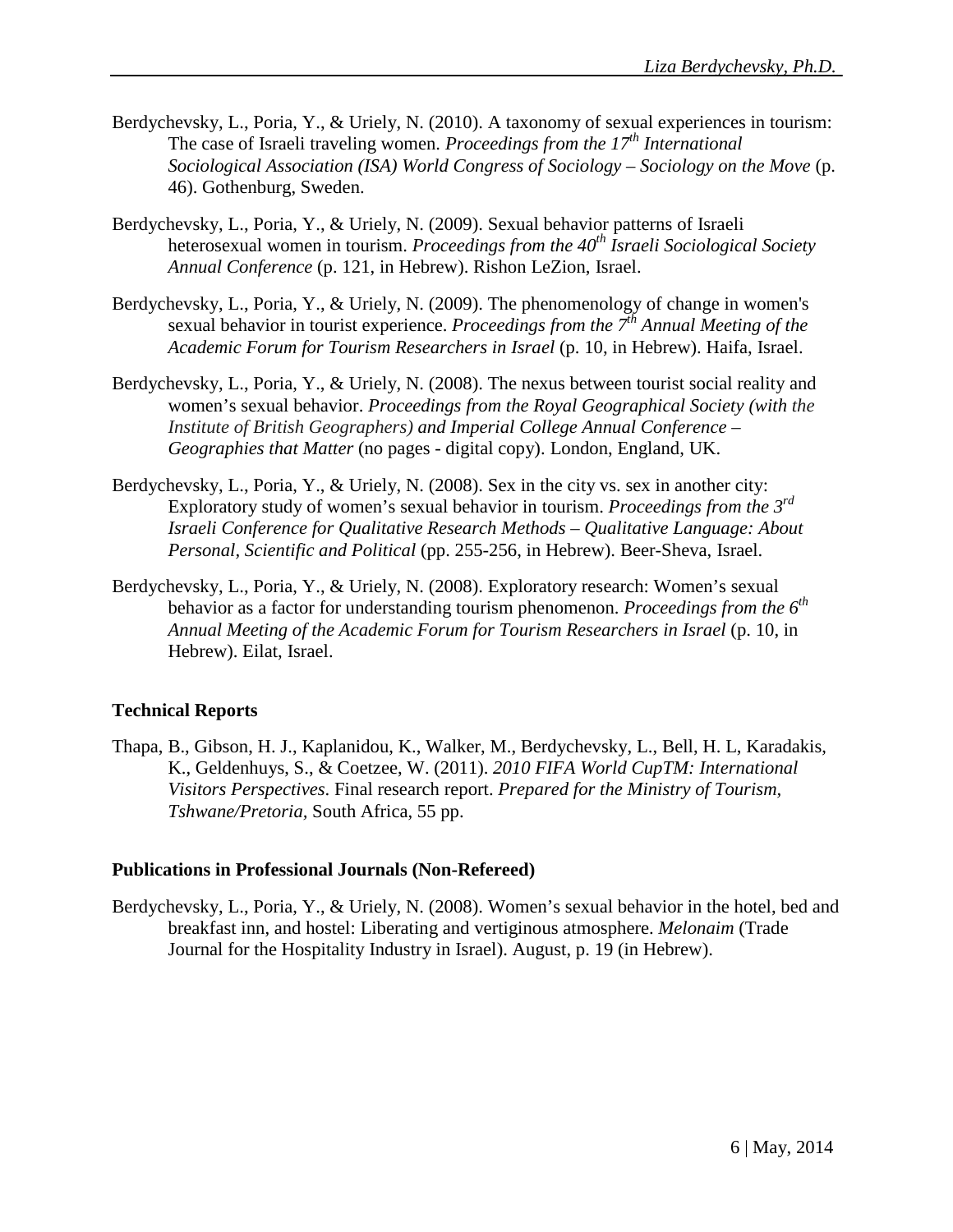Berdychevsky, L., Poria, Y., & Uriely, N. (2010). A taxonomy of sexual experiences in tourism: The case of Israeli traveling women. *Proceedings from the 17th International Sociological Association (ISA) World Congress of Sociology – Sociology on the Move* (p. 46). Gothenburg, Sweden.

Berdychevsky, L., Poria, Y., & Uriely, N. (2009). Sexual behavior patterns of Israeli heterosexual women in tourism. *Proceedings from the 40th Israeli Sociological Society Annual Conference* (p. 121, in Hebrew). Rishon LeZion, Israel.

Berdychevsky, L., Poria, Y., & Uriely, N. (2009). The phenomenology of change in women's sexual behavior in tourist experience. *Proceedings from the 7th Annual Meeting of the Academic Forum for Tourism Researchers in Israel* (p. 10, in Hebrew). Haifa, Israel.

Berdychevsky, L., Poria, Y., & Uriely, N. (2008). The nexus between tourist social reality and women's sexual behavior. *Proceedings from the Royal Geographical Society (with the Institute of British Geographers) and Imperial College Annual Conference – Geographies that Matter* (no pages - digital copy). London, England, UK.

Berdychevsky, L., Poria, Y., & Uriely, N. (2008). Sex in the city vs. sex in another city: Exploratory study of women's sexual behavior in tourism. *Proceedings from the 3rd Israeli Conference for Qualitative Research Methods – Qualitative Language: About Personal, Scientific and Political* (pp. 255-256, in Hebrew). Beer-Sheva, Israel.

Berdychevsky, L., Poria, Y., & Uriely, N. (2008). Exploratory research: Women's sexual behavior as a factor for understanding tourism phenomenon. *Proceedings from the 6th Annual Meeting of the Academic Forum for Tourism Researchers in Israel* (p. 10, in Hebrew). Eilat, Israel.

### Technical Reports

Thapa, B., Gibson, H. J., Kaplanidou, K., Walker, M., Berdychevsky, L., Bell, H. L, Karadakis, K., Geldenhuys, S., & Coetzee, W. (2011). *2010 FIFA World CupTM: International Visitors Perspectives*. Final research report. *Prepared for the Ministry of Tourism, Tshwane/Pretoria,* South Africa, 55 pp.

### Publications in Professional Journals (Non-Refereed)

Berdychevsky, L., Poria, Y., & Uriely, N. (2008). Women's sexual behavior in the hotel, bed and breakfast inn, and hostel: Liberating and vertiginous atmosphere. *Melonaim* (Trade Journal for the Hospitality Industry in Israel). August, p. 19 (in Hebrew).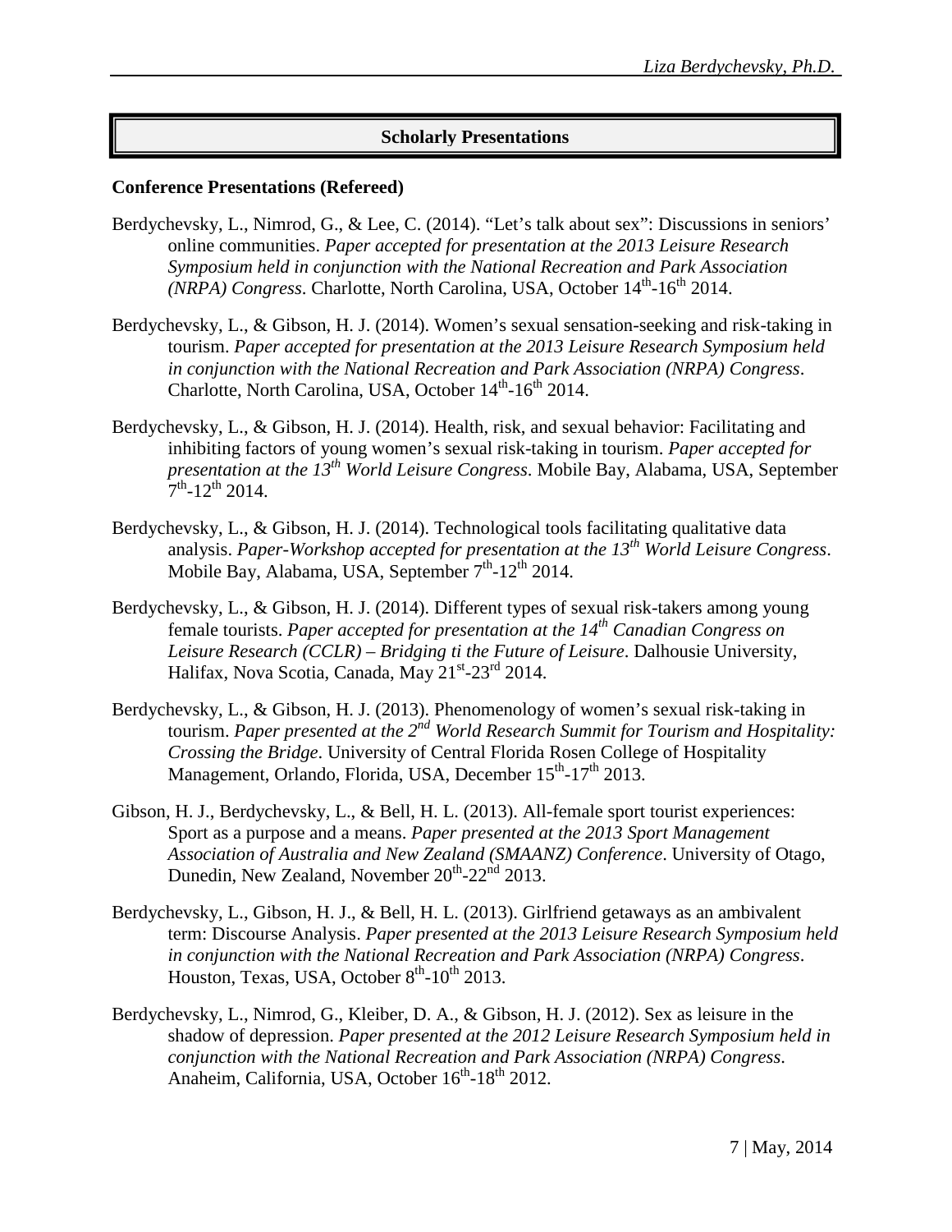## Scholarly Presentations

### Conference Presentations (Refereed)

Berdychevsky, L., Nimrod, G., & Lee, C. (2014). "Let's talk about sex": Discussions in seniors' online communities. *Paper accepted for presentation at the 2013 Leisure Research Symposium held in conjunction with the National Recreation and Park Association (NRPA) Congress*. Charlotte, North Carolina, USA, October 14th-16th 2014.

Berdychevsky, L., & Gibson, H. J. (2014). Women's sexual sensation-seeking and risk-taking in tourism. *Paper accepted for presentation at the 2013 Leisure Research Symposium held in conjunction with the National Recreation and Park Association (NRPA) Congress*. Charlotte, North Carolina, USA, October 14th-16th 2014.

Berdychevsky, L., & Gibson, H. J. (2014). Health, risk, and sexual behavior: Facilitating and inhibiting factors of young women's sexual risk-taking in tourism. *Paper accepted for presentation at the 13th World Leisure Congress*. Mobile Bay, Alabama, USA, September 7th-12th 2014.

Berdychevsky, L., & Gibson, H. J. (2014). Technological tools facilitating qualitative data analysis. *Paper-Workshop accepted for presentation at the 13th World Leisure Congress*. Mobile Bay, Alabama, USA, September 7th-12th 2014.

Berdychevsky, L., & Gibson, H. J. (2014). Different types of sexual risk-takers among young female tourists. *Paper accepted for presentation at the 14th Canadian Congress on Leisure Research (CCLR) – Bridging ti the Future of Leisure*. Dalhousie University, Halifax, Nova Scotia, Canada, May 21st-23rd 2014.

Berdychevsky, L., & Gibson, H. J. (2013). Phenomenology of women's sexual risk-taking in tourism. *Paper presented at the 2nd World Research Summit for Tourism and Hospitality: Crossing the Bridge*. University of Central Florida Rosen College of Hospitality Management, Orlando, Florida, USA, December 15th-17th 2013.

Gibson, H. J., Berdychevsky, L., & Bell, H. L. (2013). All-female sport tourist experiences: Sport as a purpose and a means. *Paper presented at the 2013 Sport Management Association of Australia and New Zealand (SMAANZ) Conference*. University of Otago, Dunedin, New Zealand, November 20th-22nd 2013.

Berdychevsky, L., Gibson, H. J., & Bell, H. L. (2013). Girlfriend getaways as an ambivalent term: Discourse Analysis. *Paper presented at the 2013 Leisure Research Symposium held in conjunction with the National Recreation and Park Association (NRPA) Congress*. Houston, Texas, USA, October 8th-10th 2013.

Berdychevsky, L., Nimrod, G., Kleiber, D. A., & Gibson, H. J. (2012). Sex as leisure in the shadow of depression. *Paper presented at the 2012 Leisure Research Symposium held in conjunction with the National Recreation and Park Association (NRPA) Congress*. Anaheim, California, USA, October 16th-18th 2012.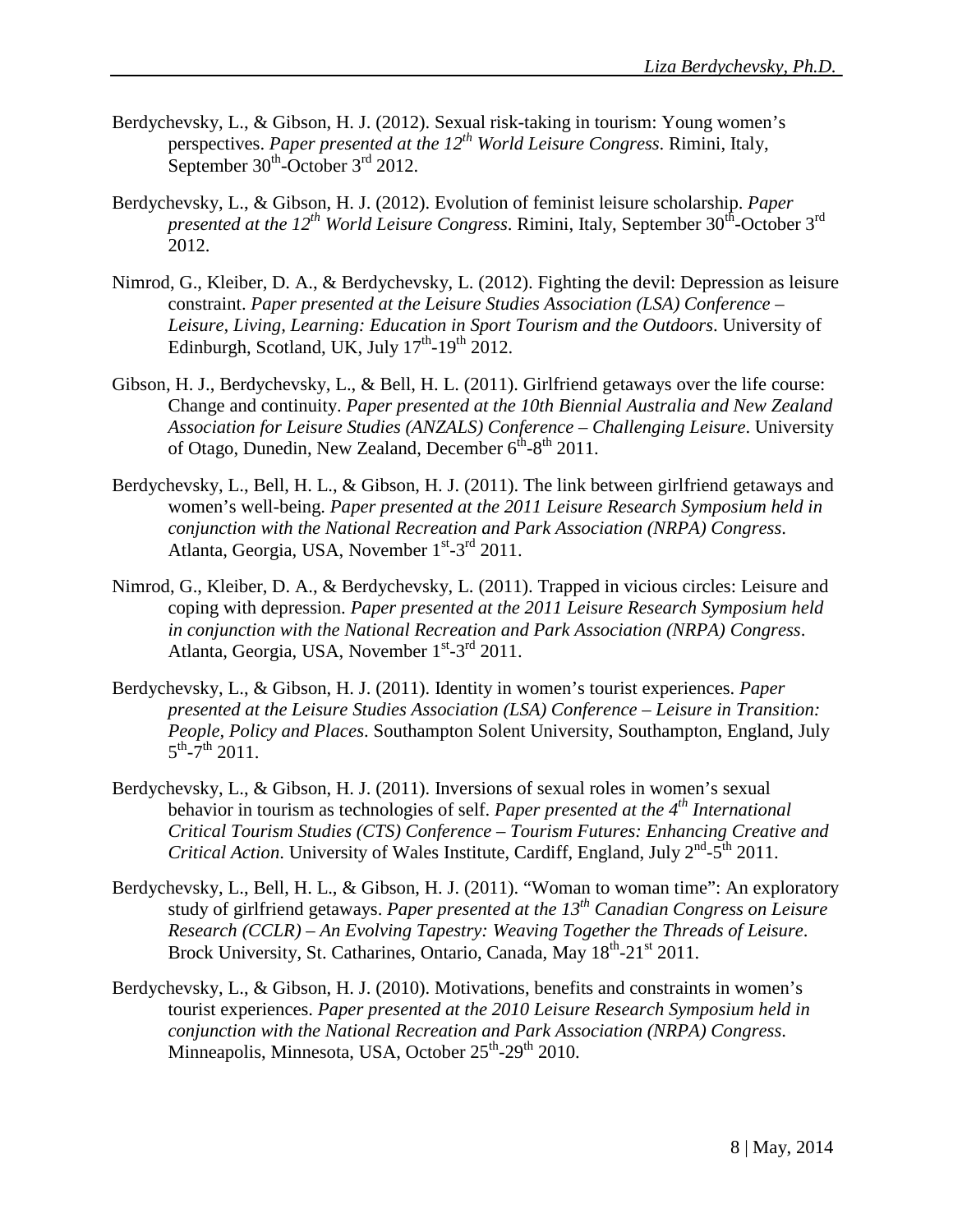Berdychevsky, L., & Gibson, H. J. (2012). Sexual risk-taking in tourism: Young women's perspectives. *Paper presented at the 12th World Leisure Congress*. Rimini, Italy, September 30th-October 3rd 2012.

Berdychevsky, L., & Gibson, H. J. (2012). Evolution of feminist leisure scholarship. *Paper presented at the 12th World Leisure Congress*. Rimini, Italy, September 30th-October 3rd 2012.

Nimrod, G., Kleiber, D. A., & Berdychevsky, L. (2012). Fighting the devil: Depression as leisure constraint. *Paper presented at the Leisure Studies Association (LSA) Conference – Leisure, Living, Learning: Education in Sport Tourism and the Outdoors*. University of Edinburgh, Scotland, UK, July 17th-19th 2012.

Gibson, H. J., Berdychevsky, L., & Bell, H. L. (2011). Girlfriend getaways over the life course: Change and continuity. *Paper presented at the 10th Biennial Australia and New Zealand Association for Leisure Studies (ANZALS) Conference – Challenging Leisure*. University of Otago, Dunedin, New Zealand, December 6th-8th 2011.

Berdychevsky, L., Bell, H. L., & Gibson, H. J. (2011). The link between girlfriend getaways and women's well-being. *Paper presented at the 2011 Leisure Research Symposium held in conjunction with the National Recreation and Park Association (NRPA) Congress*. Atlanta, Georgia, USA, November 1st-3rd 2011.

Nimrod, G., Kleiber, D. A., & Berdychevsky, L. (2011). Trapped in vicious circles: Leisure and coping with depression. *Paper presented at the 2011 Leisure Research Symposium held in conjunction with the National Recreation and Park Association (NRPA) Congress*. Atlanta, Georgia, USA, November 1st-3rd 2011.

Berdychevsky, L., & Gibson, H. J. (2011). Identity in women's tourist experiences. *Paper presented at the Leisure Studies Association (LSA) Conference – Leisure in Transition: People, Policy and Places*. Southampton Solent University, Southampton, England, July 5th-7th 2011.

Berdychevsky, L., & Gibson, H. J. (2011). Inversions of sexual roles in women's sexual behavior in tourism as technologies of self. *Paper presented at the 4th International Critical Tourism Studies (CTS) Conference – Tourism Futures: Enhancing Creative and Critical Action*. University of Wales Institute, Cardiff, England, July 2nd-5th 2011.

Berdychevsky, L., Bell, H. L., & Gibson, H. J. (2011). "Woman to woman time": An exploratory study of girlfriend getaways. *Paper presented at the 13th Canadian Congress on Leisure Research (CCLR) – An Evolving Tapestry: Weaving Together the Threads of Leisure*. Brock University, St. Catharines, Ontario, Canada, May 18th-21st 2011.

Berdychevsky, L., & Gibson, H. J. (2010). Motivations, benefits and constraints in women's tourist experiences. *Paper presented at the 2010 Leisure Research Symposium held in conjunction with the National Recreation and Park Association (NRPA) Congress*. Minneapolis, Minnesota, USA, October 25th-29th 2010.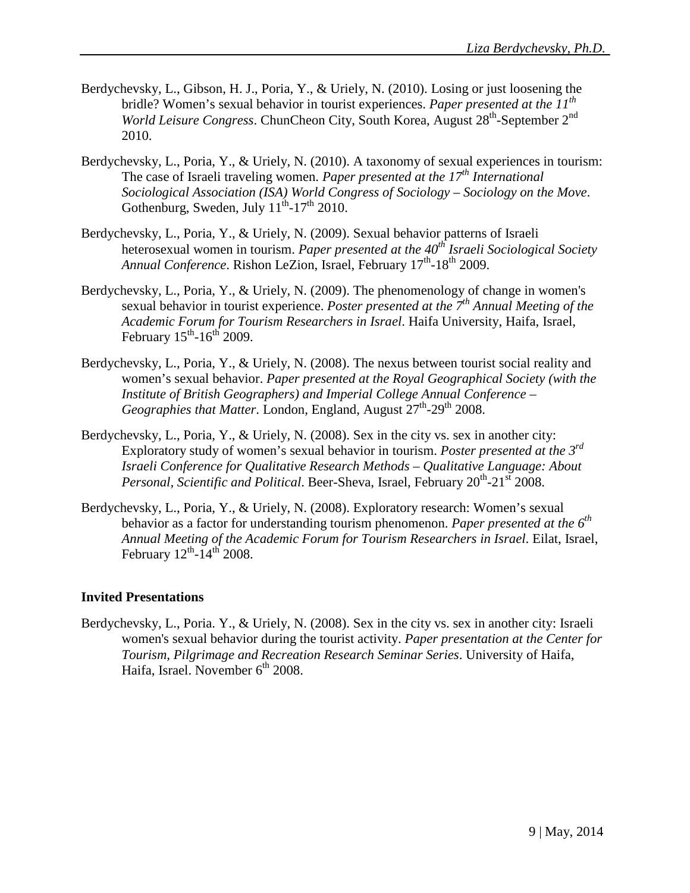Berdychevsky, L., Gibson, H. J., Poria, Y., & Uriely, N. (2010). Losing or just loosening the bridle? Women's sexual behavior in tourist experiences. *Paper presented at the 11th World Leisure Congress*. ChunCheon City, South Korea, August 28th-September 2nd 2010.

Berdychevsky, L., Poria, Y., & Uriely, N. (2010). A taxonomy of sexual experiences in tourism: The case of Israeli traveling women. *Paper presented at the 17th International Sociological Association (ISA) World Congress of Sociology – Sociology on the Move*. Gothenburg, Sweden, July 11th-17th 2010.

Berdychevsky, L., Poria, Y., & Uriely, N. (2009). Sexual behavior patterns of Israeli heterosexual women in tourism. *Paper presented at the 40th Israeli Sociological Society Annual Conference*. Rishon LeZion, Israel, February 17th-18th 2009.

Berdychevsky, L., Poria, Y., & Uriely, N. (2009). The phenomenology of change in women's sexual behavior in tourist experience. *Poster presented at the 7th Annual Meeting of the Academic Forum for Tourism Researchers in Israel*. Haifa University, Haifa, Israel, February 15th-16th 2009.

Berdychevsky, L., Poria, Y., & Uriely, N. (2008). The nexus between tourist social reality and women's sexual behavior. *Paper presented at the Royal Geographical Society (with the Institute of British Geographers) and Imperial College Annual Conference – Geographies that Matter*. London, England, August 27th-29th 2008.

Berdychevsky, L., Poria, Y., & Uriely, N. (2008). Sex in the city vs. sex in another city: Exploratory study of women's sexual behavior in tourism. *Poster presented at the 3rd Israeli Conference for Qualitative Research Methods – Qualitative Language: About Personal, Scientific and Political*. Beer-Sheva, Israel, February 20th-21st 2008.

Berdychevsky, L., Poria, Y., & Uriely, N. (2008). Exploratory research: Women's sexual behavior as a factor for understanding tourism phenomenon. *Paper presented at the 6th Annual Meeting of the Academic Forum for Tourism Researchers in Israel*. Eilat, Israel, February 12th-14th 2008.

**Invited Presentations**

Berdychevsky, L., Poria. Y., & Uriely, N. (2008). Sex in the city vs. sex in another city: Israeli women's sexual behavior during the tourist activity. *Paper presentation at the Center for Tourism, Pilgrimage and Recreation Research Seminar Series*. University of Haifa, Haifa, Israel. November 6th 2008.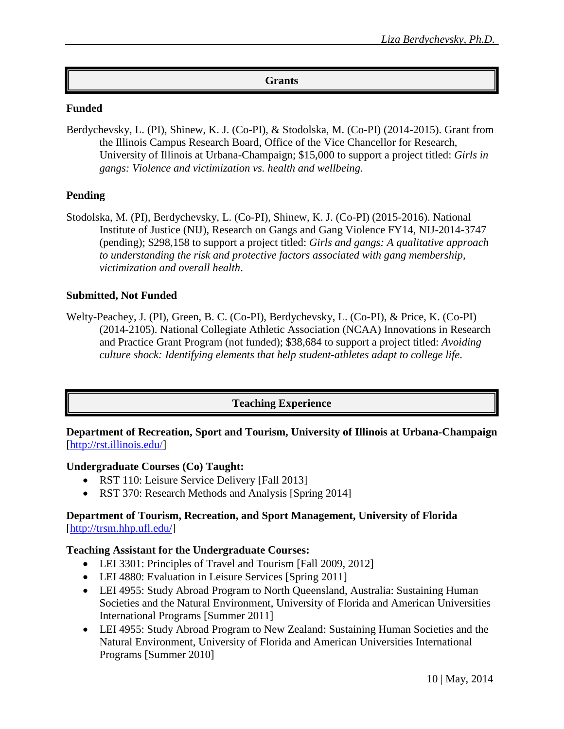## Grants

### Funded

Berdychevsky, L. (PI), Shinew, K. J. (Co-PI), & Stodolska, M. (Co-PI) (2014-2015). Grant from the Illinois Campus Research Board, Office of the Vice Chancellor for Research, University of Illinois at Urbana-Champaign; $15,000 to support a project titled: *Girls in gangs: Violence and victimization vs. health and wellbeing*.

### Pending

Stodolska, M. (PI), Berdychevsky, L. (Co-PI), Shinew, K. J. (Co-PI) (2015-2016). National Institute of Justice (NIJ), Research on Gangs and Gang Violence FY14, NIJ-2014-3747 (pending); $298,158 to support a project titled: *Girls and gangs: A qualitative approach to understanding the risk and protective factors associated with gang membership, victimization and overall health*.

### Submitted, Not Funded

Welty-Peachey, J. (PI), Green, B. C. (Co-PI), Berdychevsky, L. (Co-PI), & Price, K. (Co-PI) (2014-2105). National Collegiate Athletic Association (NCAA) Innovations in Research and Practice Grant Program (not funded); $38,684 to support a project titled: *Avoiding culture shock: Identifying elements that help student-athletes adapt to college life*.

## Teaching Experience

**Department of Recreation, Sport and Tourism, University of Illinois at Urbana-Champaign** [http://rst.illinois.edu/]

**Undergraduate Courses (Co) Taught:**

- RST 110: Leisure Service Delivery [Fall 2013]
- RST 370: Research Methods and Analysis [Spring 2014]

**Department of Tourism, Recreation, and Sport Management, University of Florida** [http://trsm.hhp.ufl.edu/]

**Teaching Assistant for the Undergraduate Courses:**

- LEI 3301: Principles of Travel and Tourism [Fall 2009, 2012]
- LEI 4880: Evaluation in Leisure Services [Spring 2011]
- LEI 4955: Study Abroad Program to North Queensland, Australia: Sustaining Human Societies and the Natural Environment, University of Florida and American Universities International Programs [Summer 2011]
- LEI 4955: Study Abroad Program to New Zealand: Sustaining Human Societies and the Natural Environment, University of Florida and American Universities International Programs [Summer 2010]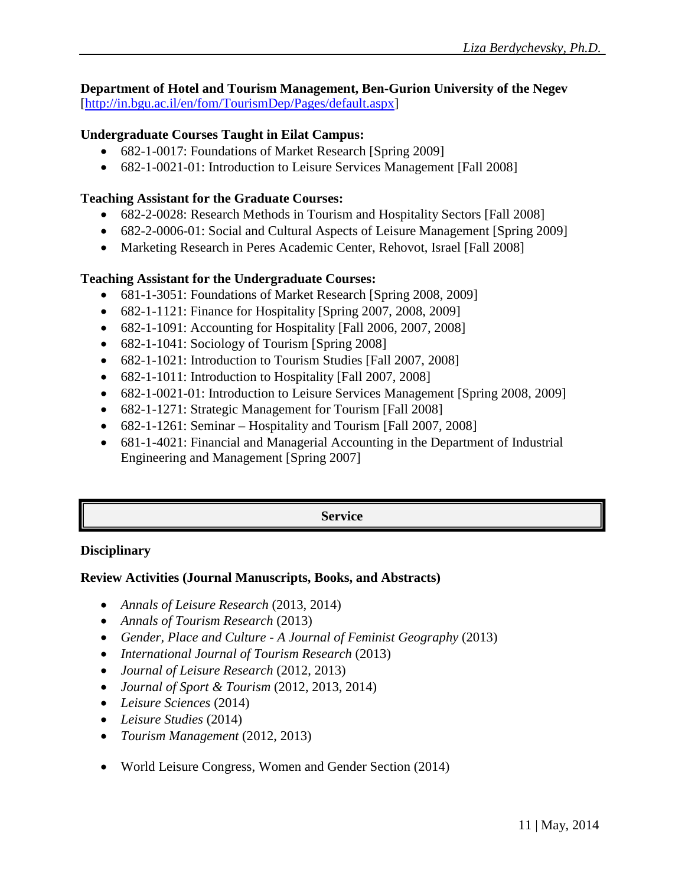**Department of Hotel and Tourism Management, Ben-Gurion University of the Negev**
[http://in.bgu.ac.il/en/fom/TourismDep/Pages/default.aspx]

**Undergraduate Courses Taught in Eilat Campus:**

- 682-1-0017: Foundations of Market Research [Spring 2009]
- 682-1-0021-01: Introduction to Leisure Services Management [Fall 2008]

**Teaching Assistant for the Graduate Courses:**

- 682-2-0028: Research Methods in Tourism and Hospitality Sectors [Fall 2008]
- 682-2-0006-01: Social and Cultural Aspects of Leisure Management [Spring 2009]
- Marketing Research in Peres Academic Center, Rehovot, Israel [Fall 2008]

**Teaching Assistant for the Undergraduate Courses:**

- 681-1-3051: Foundations of Market Research [Spring 2008, 2009]
- 682-1-1121: Finance for Hospitality [Spring 2007, 2008, 2009]
- 682-1-1091: Accounting for Hospitality [Fall 2006, 2007, 2008]
- 682-1-1041: Sociology of Tourism [Spring 2008]
- 682-1-1021: Introduction to Tourism Studies [Fall 2007, 2008]
- 682-1-1011: Introduction to Hospitality [Fall 2007, 2008]
- 682-1-0021-01: Introduction to Leisure Services Management [Spring 2008, 2009]
- 682-1-1271: Strategic Management for Tourism [Fall 2008]
- 682-1-1261: Seminar – Hospitality and Tourism [Fall 2007, 2008]
- 681-1-4021: Financial and Managerial Accounting in the Department of Industrial Engineering and Management [Spring 2007]

## Service

**Disciplinary**

**Review Activities (Journal Manuscripts, Books, and Abstracts)**

- *Annals of Leisure Research* (2013, 2014)
- *Annals of Tourism Research* (2013)
- *Gender, Place and Culture - A Journal of Feminist Geography* (2013)
- *International Journal of Tourism Research* (2013)
- *Journal of Leisure Research* (2012, 2013)
- *Journal of Sport & Tourism* (2012, 2013, 2014)
- *Leisure Sciences* (2014)
- *Leisure Studies* (2014)
- *Tourism Management* (2012, 2013)

- World Leisure Congress, Women and Gender Section (2014)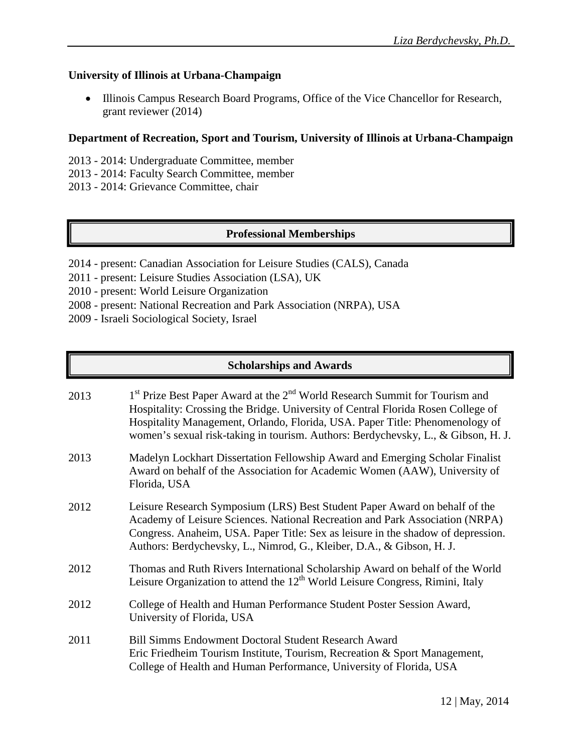**University of Illinois at Urbana-Champaign**

- Illinois Campus Research Board Programs, Office of the Vice Chancellor for Research, grant reviewer (2014)

**Department of Recreation, Sport and Tourism, University of Illinois at Urbana-Champaign**

2013 - 2014: Undergraduate Committee, member
2013 - 2014: Faculty Search Committee, member
2013 - 2014: Grievance Committee, chair

## Professional Memberships

2014 - present: Canadian Association for Leisure Studies (CALS), Canada
2011 - present: Leisure Studies Association (LSA), UK
2010 - present: World Leisure Organization
2008 - present: National Recreation and Park Association (NRPA), USA
2009 - Israeli Sociological Society, Israel

## Scholarships and Awards

2013 — 1st Prize Best Paper Award at the 2nd World Research Summit for Tourism and Hospitality: Crossing the Bridge. University of Central Florida Rosen College of Hospitality Management, Orlando, Florida, USA. Paper Title: Phenomenology of women's sexual risk-taking in tourism. Authors: Berdychevsky, L., & Gibson, H. J.

2013 — Madelyn Lockhart Dissertation Fellowship Award and Emerging Scholar Finalist Award on behalf of the Association for Academic Women (AAW), University of Florida, USA

2012 — Leisure Research Symposium (LRS) Best Student Paper Award on behalf of the Academy of Leisure Sciences. National Recreation and Park Association (NRPA) Congress. Anaheim, USA. Paper Title: Sex as leisure in the shadow of depression. Authors: Berdychevsky, L., Nimrod, G., Kleiber, D.A., & Gibson, H. J.

2012 — Thomas and Ruth Rivers International Scholarship Award on behalf of the World Leisure Organization to attend the 12th World Leisure Congress, Rimini, Italy

2012 — College of Health and Human Performance Student Poster Session Award, University of Florida, USA

2011 — Bill Simms Endowment Doctoral Student Research Award
Eric Friedheim Tourism Institute, Tourism, Recreation & Sport Management, College of Health and Human Performance, University of Florida, USA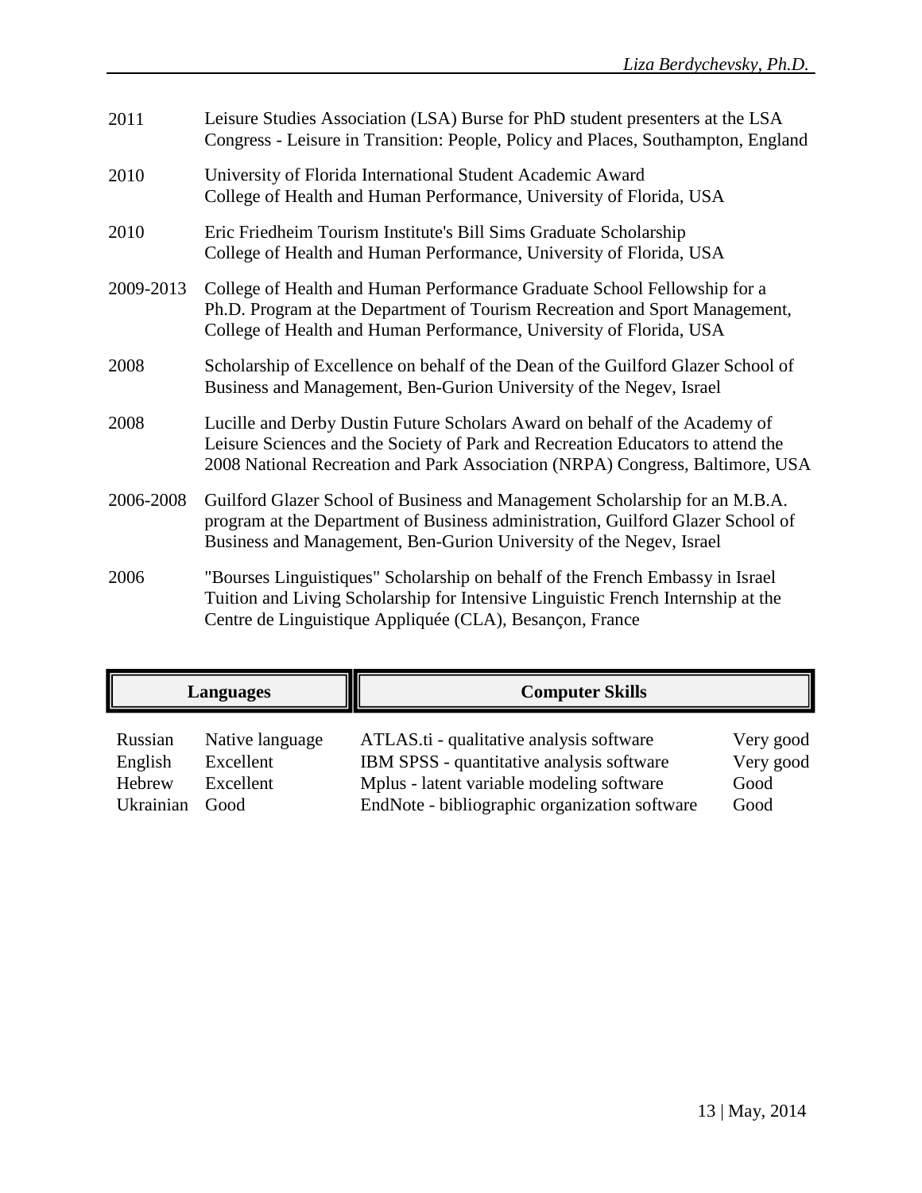| | |
|---|---|
| 2011 | Leisure Studies Association (LSA) Burse for PhD student presenters at the LSA Congress - Leisure in Transition: People, Policy and Places, Southampton, England |
| 2010 | University of Florida International Student Academic Award<br>College of Health and Human Performance, University of Florida, USA |
| 2010 | Eric Friedheim Tourism Institute's Bill Sims Graduate Scholarship<br>College of Health and Human Performance, University of Florida, USA |
| 2009-2013 | College of Health and Human Performance Graduate School Fellowship for a Ph.D. Program at the Department of Tourism Recreation and Sport Management, College of Health and Human Performance, University of Florida, USA |
| 2008 | Scholarship of Excellence on behalf of the Dean of the Guilford Glazer School of Business and Management, Ben-Gurion University of the Negev, Israel |
| 2008 | Lucille and Derby Dustin Future Scholars Award on behalf of the Academy of Leisure Sciences and the Society of Park and Recreation Educators to attend the 2008 National Recreation and Park Association (NRPA) Congress, Baltimore, USA |
| 2006-2008 | Guilford Glazer School of Business and Management Scholarship for an M.B.A. program at the Department of Business administration, Guilford Glazer School of Business and Management, Ben-Gurion University of the Negev, Israel |
| 2006 | "Bourses Linguistiques" Scholarship on behalf of the French Embassy in Israel<br>Tuition and Living Scholarship for Intensive Linguistic French Internship at the Centre de Linguistique Appliquée (CLA), Besançon, France |

## Languages

| | |
|---|---|
| Russian | Native language |
| English | Excellent |
| Hebrew | Excellent |
| Ukrainian | Good |

## Computer Skills

| | |
|---|---|
| ATLAS.ti - qualitative analysis software | Very good |
| IBM SPSS - quantitative analysis software | Very good |
| Mplus - latent variable modeling software | Good |
| EndNote - bibliographic organization software | Good |